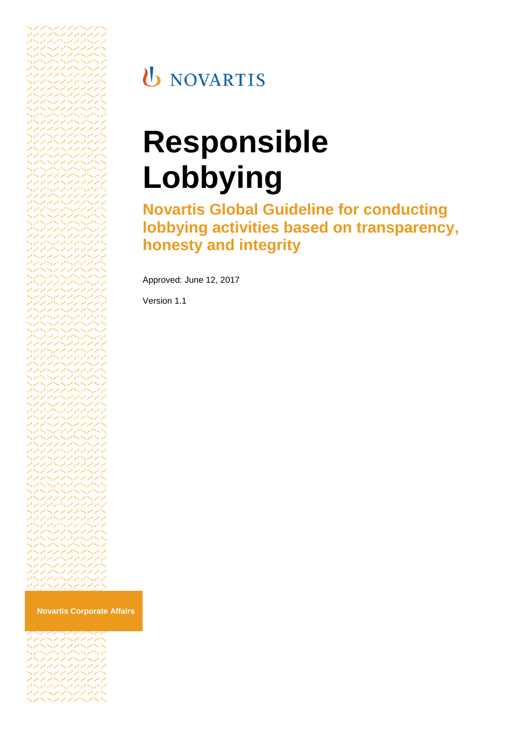NOVARTIS

# Responsible Lobbying

## Novartis Global Guideline for conducting lobbying activities based on transparency, honesty and integrity

Approved: June 12, 2017

Version 1.1

**Novartis Corporate Affairs**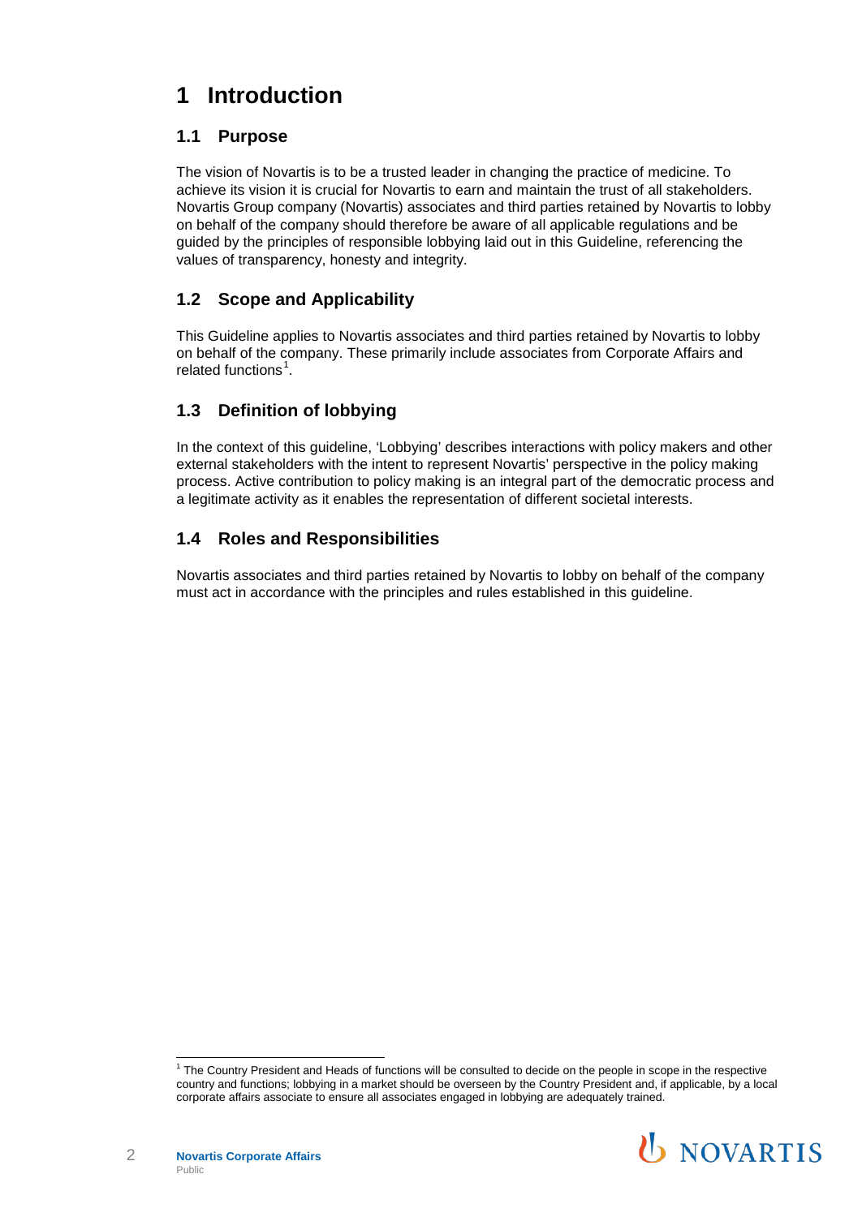# 1 Introduction

## 1.1 Purpose

The vision of Novartis is to be a trusted leader in changing the practice of medicine. To achieve its vision it is crucial for Novartis to earn and maintain the trust of all stakeholders. Novartis Group company (Novartis) associates and third parties retained by Novartis to lobby on behalf of the company should therefore be aware of all applicable regulations and be guided by the principles of responsible lobbying laid out in this Guideline, referencing the values of transparency, honesty and integrity.

## 1.2 Scope and Applicability

This Guideline applies to Novartis associates and third parties retained by Novartis to lobby on behalf of the company. These primarily include associates from Corporate Affairs and related functions[1].

## 1.3 Definition of lobbying

In the context of this guideline, 'Lobbying' describes interactions with policy makers and other external stakeholders with the intent to represent Novartis' perspective in the policy making process. Active contribution to policy making is an integral part of the democratic process and a legitimate activity as it enables the representation of different societal interests.

## 1.4 Roles and Responsibilities

Novartis associates and third parties retained by Novartis to lobby on behalf of the company must act in accordance with the principles and rules established in this guideline.

---

[1] The Country President and Heads of functions will be consulted to decide on the people in scope in the respective country and functions; lobbying in a market should be overseen by the Country President and, if applicable, by a local corporate affairs associate to ensure all associates engaged in lobbying are adequately trained.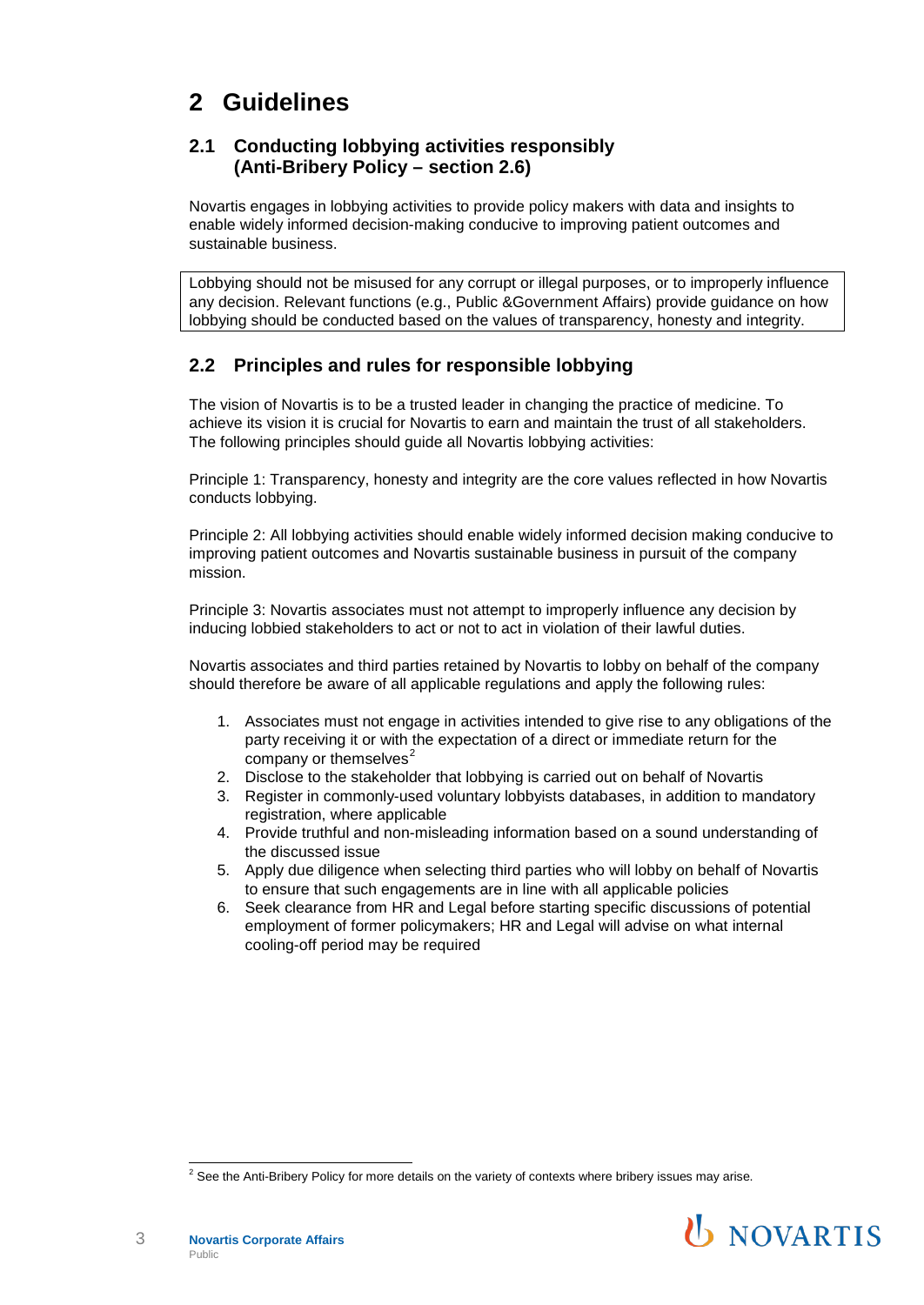# 2 Guidelines

## 2.1 Conducting lobbying activities responsibly (Anti-Bribery Policy – section 2.6)

Novartis engages in lobbying activities to provide policy makers with data and insights to enable widely informed decision-making conducive to improving patient outcomes and sustainable business.

Lobbying should not be misused for any corrupt or illegal purposes, or to improperly influence any decision. Relevant functions (e.g., Public &Government Affairs) provide guidance on how lobbying should be conducted based on the values of transparency, honesty and integrity.

## 2.2 Principles and rules for responsible lobbying

The vision of Novartis is to be a trusted leader in changing the practice of medicine. To achieve its vision it is crucial for Novartis to earn and maintain the trust of all stakeholders. The following principles should guide all Novartis lobbying activities:

Principle 1: Transparency, honesty and integrity are the core values reflected in how Novartis conducts lobbying.

Principle 2: All lobbying activities should enable widely informed decision making conducive to improving patient outcomes and Novartis sustainable business in pursuit of the company mission.

Principle 3: Novartis associates must not attempt to improperly influence any decision by inducing lobbied stakeholders to act or not to act in violation of their lawful duties.

Novartis associates and third parties retained by Novartis to lobby on behalf of the company should therefore be aware of all applicable regulations and apply the following rules:

1. Associates must not engage in activities intended to give rise to any obligations of the party receiving it or with the expectation of a direct or immediate return for the company or themselves[2]
2. Disclose to the stakeholder that lobbying is carried out on behalf of Novartis
3. Register in commonly-used voluntary lobbyists databases, in addition to mandatory registration, where applicable
4. Provide truthful and non-misleading information based on a sound understanding of the discussed issue
5. Apply due diligence when selecting third parties who will lobby on behalf of Novartis to ensure that such engagements are in line with all applicable policies
6. Seek clearance from HR and Legal before starting specific discussions of potential employment of former policymakers; HR and Legal will advise on what internal cooling-off period may be required

[2] See the Anti-Bribery Policy for more details on the variety of contexts where bribery issues may arise.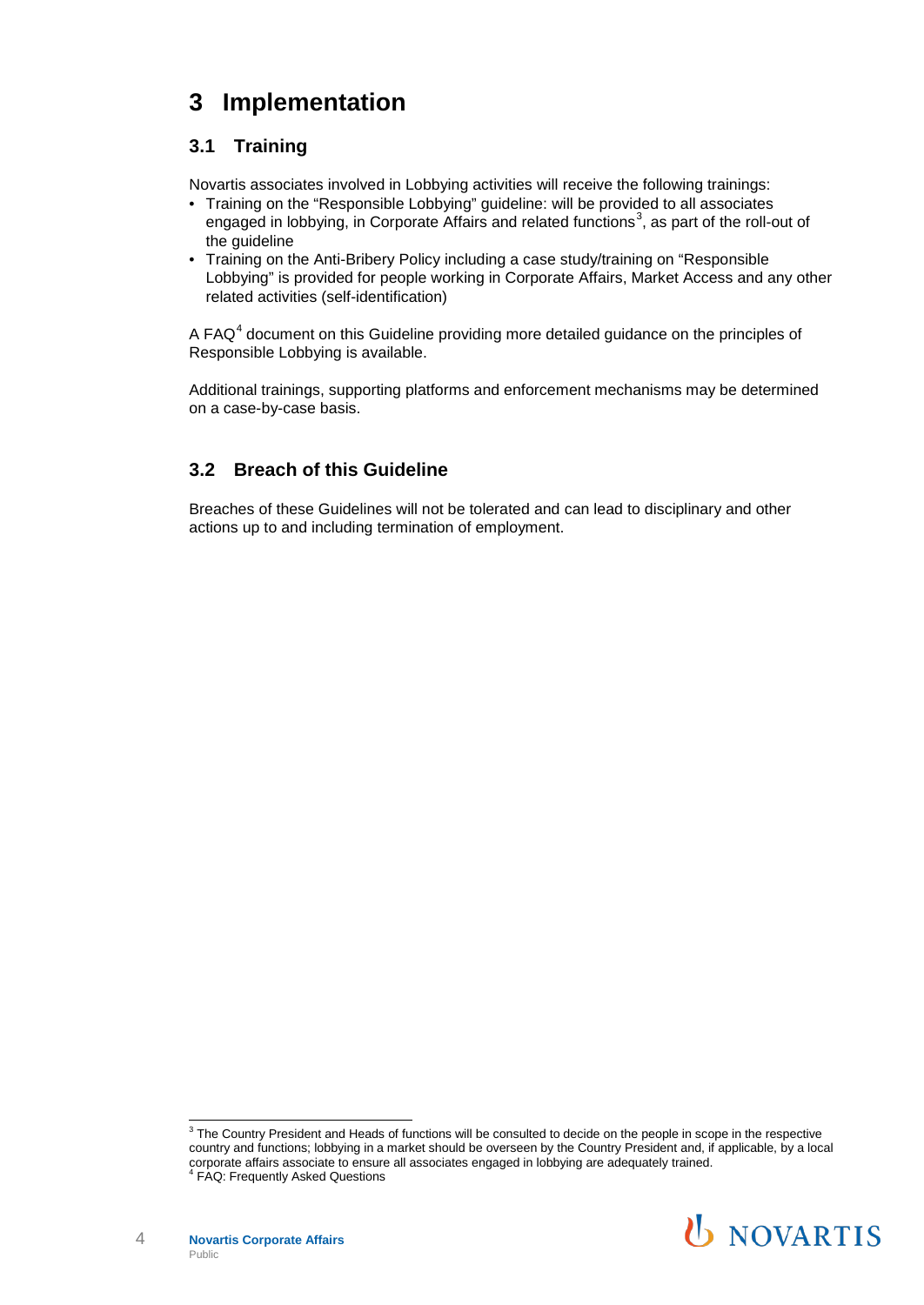# 3 Implementation

## 3.1 Training

Novartis associates involved in Lobbying activities will receive the following trainings:

- Training on the "Responsible Lobbying" guideline: will be provided to all associates engaged in lobbying, in Corporate Affairs and related functions[3], as part of the roll-out of the guideline
- Training on the Anti-Bribery Policy including a case study/training on "Responsible Lobbying" is provided for people working in Corporate Affairs, Market Access and any other related activities (self-identification)

A FAQ[4] document on this Guideline providing more detailed guidance on the principles of Responsible Lobbying is available.

Additional trainings, supporting platforms and enforcement mechanisms may be determined on a case-by-case basis.

## 3.2 Breach of this Guideline

Breaches of these Guidelines will not be tolerated and can lead to disciplinary and other actions up to and including termination of employment.

---

[3] The Country President and Heads of functions will be consulted to decide on the people in scope in the respective country and functions; lobbying in a market should be overseen by the Country President and, if applicable, by a local corporate affairs associate to ensure all associates engaged in lobbying are adequately trained.

[4] FAQ: Frequently Asked Questions